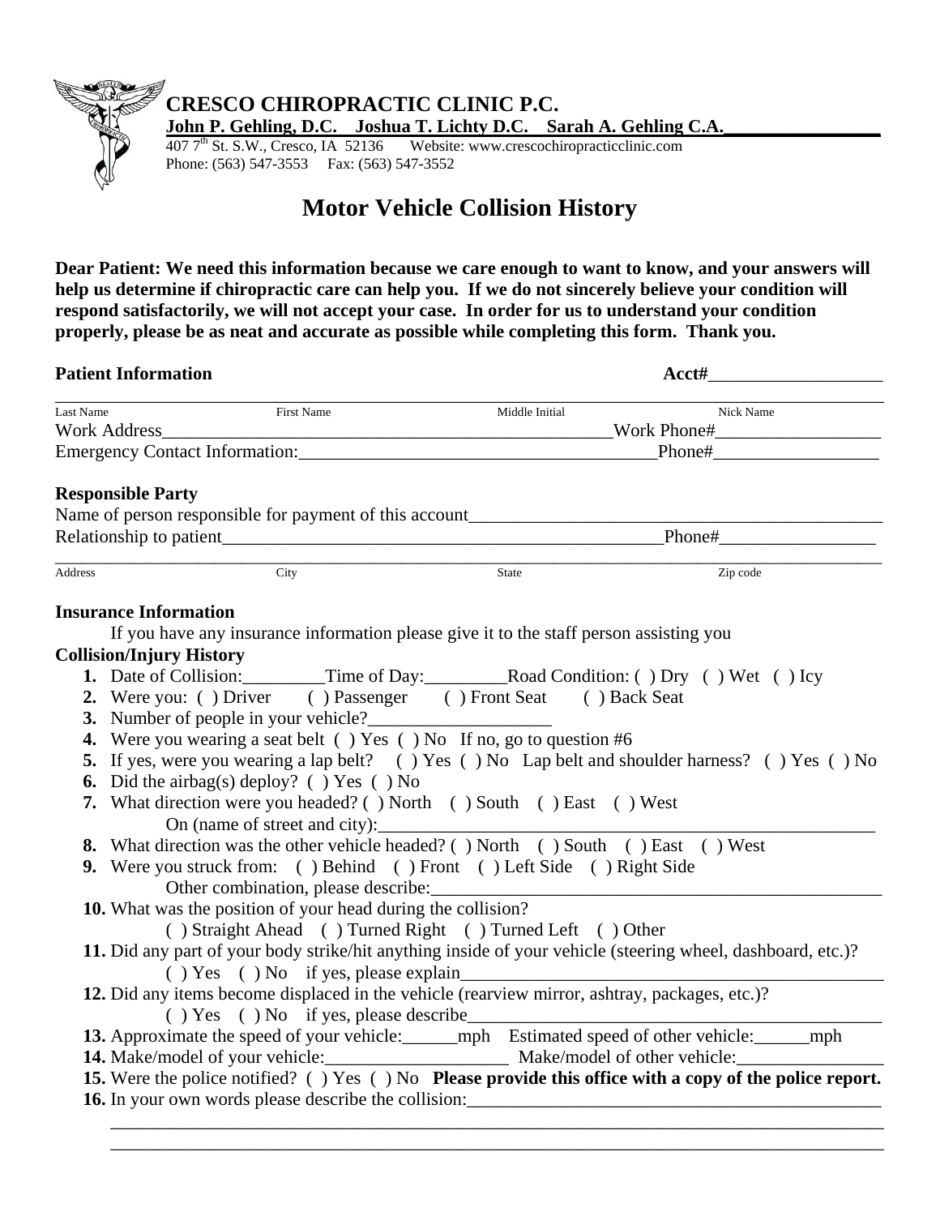**CRESCO CHIROPRACTIC CLINIC P.C.**

**John P. Gehling, D.C. Joshua T. Lichty D.C. Sarah A. Gehling C.A.**

407 7th St. S.W., Cresco, IA 52136 Website: www.crescochiropracticclinic.com

Phone: (563) 547-3553 Fax: (563) 547-3552

# Motor Vehicle Collision History

**Dear Patient: We need this information because we care enough to want to know, and your answers will help us determine if chiropractic care can help you. If we do not sincerely believe your condition will respond satisfactorily, we will not accept your case. In order for us to understand your condition properly, please be as neat and accurate as possible while completing this form. Thank you.**

**Patient Information** **Acct#**___________________

______________________________________________________________________________

Last Name First Name Middle Initial Nick Name

Work Address______________________________________________Work Phone#__________________

Emergency Contact Information:________________________________________Phone#__________________

**Responsible Party**

Name of person responsible for payment of this account_____________________________________________

Relationship to patient__________________________________________________Phone#_________________

______________________________________________________________________________

Address City State Zip code

**Insurance Information**

If you have any insurance information please give it to the staff person assisting you

**Collision/Injury History**

1. Date of Collision:_________Time of Day:_________Road Condition: ( ) Dry ( ) Wet ( ) Icy
2. Were you: ( ) Driver ( ) Passenger ( ) Front Seat ( ) Back Seat
3. Number of people in your vehicle?____________________
4. Were you wearing a seat belt ( ) Yes ( ) No If no, go to question #6
5. If yes, were you wearing a lap belt? ( ) Yes ( ) No Lap belt and shoulder harness? ( ) Yes ( ) No
6. Did the airbag(s) deploy? ( ) Yes ( ) No
7. What direction were you headed? ( ) North ( ) South ( ) East ( ) West
   On (name of street and city):________________________________________________________
8. What direction was the other vehicle headed? ( ) North ( ) South ( ) East ( ) West
9. Were you struck from: ( ) Behind ( ) Front ( ) Left Side ( ) Right Side
   Other combination, please describe:__________________________________________________
10. What was the position of your head during the collision?
    ( ) Straight Ahead ( ) Turned Right ( ) Turned Left ( ) Other
11. Did any part of your body strike/hit anything inside of your vehicle (steering wheel, dashboard, etc.)?
    ( ) Yes ( ) No if yes, please explain______________________________________________
12. Did any items become displaced in the vehicle (rearview mirror, ashtray, packages, etc.)?
    ( ) Yes ( ) No if yes, please describe_____________________________________________
13. Approximate the speed of your vehicle:______mph Estimated speed of other vehicle:______mph
14. Make/model of your vehicle:____________________ Make/model of other vehicle:________________
15. Were the police notified? ( ) Yes ( ) No **Please provide this office with a copy of the police report.**
16. In your own words please describe the collision:_____________________________________________
    ______________________________________________________________________________
    ______________________________________________________________________________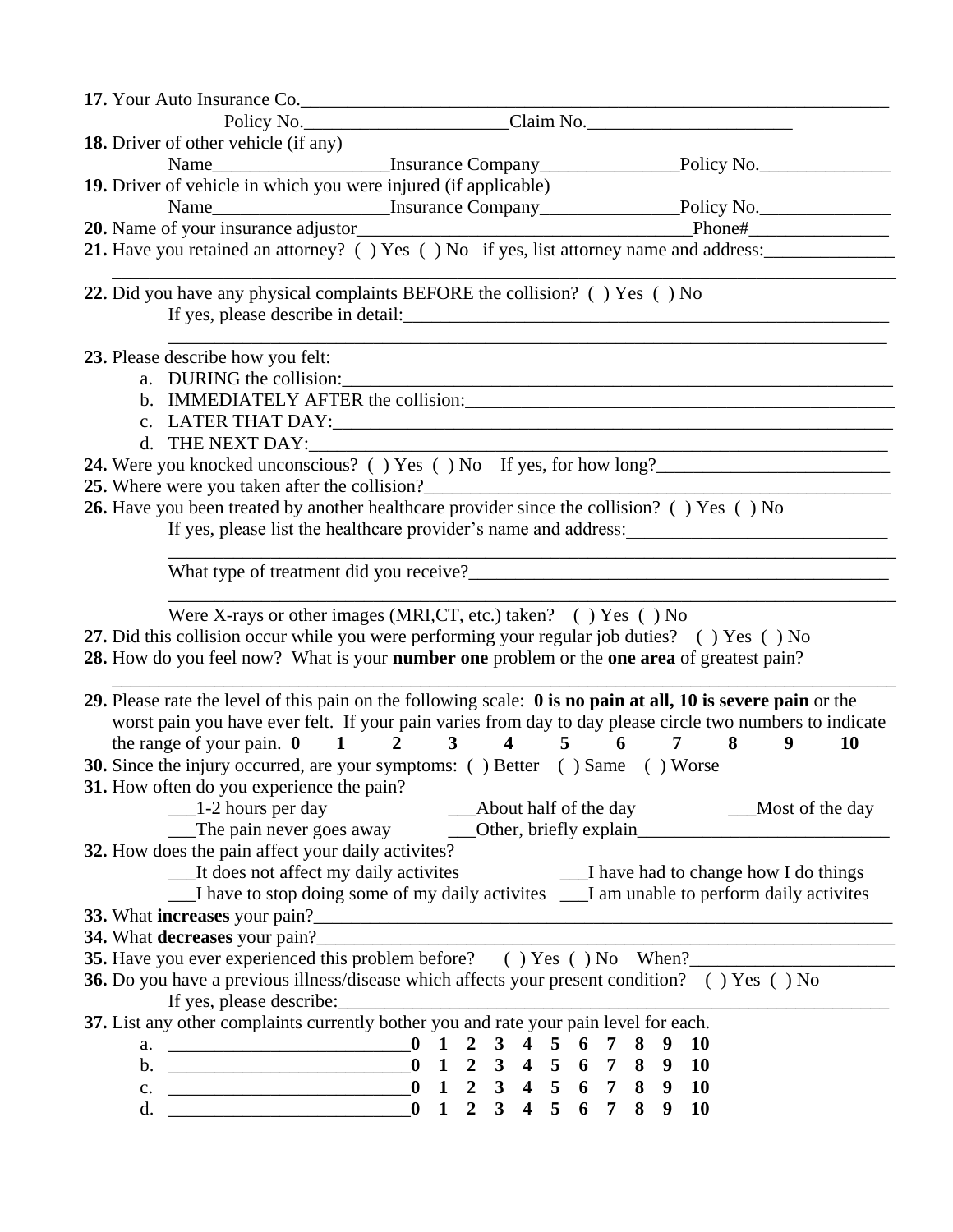**17.** Your Auto Insurance Co.\_\_\_\_\_\_\_\_\_\_\_\_\_\_\_\_\_\_\_\_\_\_\_\_\_\_\_\_\_\_\_\_\_\_\_\_\_\_\_\_\_\_\_\_\_\_\_\_\_\_\_\_\_\_\_\_\_\_\_\_\_\_\_\_\_\_

Policy No.\_\_\_\_\_\_\_\_\_\_\_\_\_\_\_\_\_\_\_\_\_\_Claim No.\_\_\_\_\_\_\_\_\_\_\_\_\_\_\_\_\_\_\_\_\_\_

**18.** Driver of other vehicle (if any)

Name\_\_\_\_\_\_\_\_\_\_\_\_\_\_\_\_\_\_\_Insurance Company\_\_\_\_\_\_\_\_\_\_\_\_\_\_\_Policy No.\_\_\_\_\_\_\_\_\_\_\_\_\_\_

**19.** Driver of vehicle in which you were injured (if applicable)

Name\_\_\_\_\_\_\_\_\_\_\_\_\_\_\_\_\_\_\_Insurance Company\_\_\_\_\_\_\_\_\_\_\_\_\_\_\_Policy No.\_\_\_\_\_\_\_\_\_\_\_\_\_\_

**20.** Name of your insurance adjustor\_\_\_\_\_\_\_\_\_\_\_\_\_\_\_\_\_\_\_\_\_\_\_\_\_\_\_\_\_\_\_\_\_\_\_\_\_Phone#\_\_\_\_\_\_\_\_\_\_\_\_\_\_\_

**21.** Have you retained an attorney? ( ) Yes ( ) No if yes, list attorney name and address:\_\_\_\_\_\_\_\_\_\_\_\_\_\_

\_\_\_\_\_\_\_\_\_\_\_\_\_\_\_\_\_\_\_\_\_\_\_\_\_\_\_\_\_\_\_\_\_\_\_\_\_\_\_\_\_\_\_\_\_\_\_\_\_\_\_\_\_\_\_\_\_\_\_\_\_\_\_\_\_\_\_\_\_\_\_\_\_\_\_\_\_\_\_\_\_\_\_\_

**22.** Did you have any physical complaints BEFORE the collision? ( ) Yes ( ) No

If yes, please describe in detail:\_\_\_\_\_\_\_\_\_\_\_\_\_\_\_\_\_\_\_\_\_\_\_\_\_\_\_\_\_\_\_\_\_\_\_\_\_\_\_\_\_\_\_\_\_\_\_\_\_\_\_\_\_\_\_\_

\_\_\_\_\_\_\_\_\_\_\_\_\_\_\_\_\_\_\_\_\_\_\_\_\_\_\_\_\_\_\_\_\_\_\_\_\_\_\_\_\_\_\_\_\_\_\_\_\_\_\_\_\_\_\_\_\_\_\_\_\_\_\_\_\_\_\_\_\_\_\_\_\_\_\_\_\_\_

**23.** Please describe how you felt:

a. DURING the collision:\_\_\_\_\_\_\_\_\_\_\_\_\_\_\_\_\_\_\_\_\_\_\_\_\_\_\_\_\_\_\_\_\_\_\_\_\_\_\_\_\_\_\_\_\_\_\_\_\_\_\_\_\_\_\_\_\_\_\_\_\_\_

b. IMMEDIATELY AFTER the collision:\_\_\_\_\_\_\_\_\_\_\_\_\_\_\_\_\_\_\_\_\_\_\_\_\_\_\_\_\_\_\_\_\_\_\_\_\_\_\_\_\_\_\_\_\_\_\_\_\_

c. LATER THAT DAY:\_\_\_\_\_\_\_\_\_\_\_\_\_\_\_\_\_\_\_\_\_\_\_\_\_\_\_\_\_\_\_\_\_\_\_\_\_\_\_\_\_\_\_\_\_\_\_\_\_\_\_\_\_\_\_\_\_\_\_\_\_\_\_\_

d. THE NEXT DAY:\_\_\_\_\_\_\_\_\_\_\_\_\_\_\_\_\_\_\_\_\_\_\_\_\_\_\_\_\_\_\_\_\_\_\_\_\_\_\_\_\_\_\_\_\_\_\_\_\_\_\_\_\_\_\_\_\_\_\_\_\_\_\_\_\_\_\_

**24.** Were you knocked unconscious? ( ) Yes ( ) No If yes, for how long?\_\_\_\_\_\_\_\_\_\_\_\_\_\_\_\_\_\_\_\_\_\_\_\_\_

**25.** Where were you taken after the collision?\_\_\_\_\_\_\_\_\_\_\_\_\_\_\_\_\_\_\_\_\_\_\_\_\_\_\_\_\_\_\_\_\_\_\_\_\_\_\_\_\_\_\_\_\_\_\_\_\_\_\_\_\_

**26.** Have you been treated by another healthcare provider since the collision? ( ) Yes ( ) No

If yes, please list the healthcare provider's name and address:\_\_\_\_\_\_\_\_\_\_\_\_\_\_\_\_\_\_\_\_\_\_\_\_\_\_\_\_

\_\_\_\_\_\_\_\_\_\_\_\_\_\_\_\_\_\_\_\_\_\_\_\_\_\_\_\_\_\_\_\_\_\_\_\_\_\_\_\_\_\_\_\_\_\_\_\_\_\_\_\_\_\_\_\_\_\_\_\_\_\_\_\_\_\_\_\_\_\_\_\_\_\_\_\_\_\_\_\_

What type of treatment did you receive?\_\_\_\_\_\_\_\_\_\_\_\_\_\_\_\_\_\_\_\_\_\_\_\_\_\_\_\_\_\_\_\_\_\_\_\_\_\_\_\_\_\_\_\_\_\_

\_\_\_\_\_\_\_\_\_\_\_\_\_\_\_\_\_\_\_\_\_\_\_\_\_\_\_\_\_\_\_\_\_\_\_\_\_\_\_\_\_\_\_\_\_\_\_\_\_\_\_\_\_\_\_\_\_\_\_\_\_\_\_\_\_\_\_\_\_\_\_\_\_\_\_\_\_\_\_\_

Were X-rays or other images (MRI,CT, etc.) taken? ( ) Yes ( ) No

**27.** Did this collision occur while you were performing your regular job duties? ( ) Yes ( ) No

**28.** How do you feel now? What is your **number one** problem or the **one area** of greatest pain?

\_\_\_\_\_\_\_\_\_\_\_\_\_\_\_\_\_\_\_\_\_\_\_\_\_\_\_\_\_\_\_\_\_\_\_\_\_\_\_\_\_\_\_\_\_\_\_\_\_\_\_\_\_\_\_\_\_\_\_\_\_\_\_\_\_\_\_\_\_\_\_\_\_\_\_\_\_\_\_\_\_\_\_\_

**29.** Please rate the level of this pain on the following scale: **0 is no pain at all, 10 is severe pain** or the worst pain you have ever felt. If your pain varies from day to day please circle two numbers to indicate the range of your pain. **0 1 2 3 4 5 6 7 8 9 10**

**30.** Since the injury occurred, are your symptoms: ( ) Better ( ) Same ( ) Worse

**31.** How often do you experience the pain?

\_\_\_1-2 hours per day \_\_\_About half of the day \_\_\_Most of the day

\_\_\_The pain never goes away \_\_\_Other, briefly explain\_\_\_\_\_\_\_\_\_\_\_\_\_\_\_\_\_\_\_\_\_\_\_\_\_\_\_\_

**32.** How does the pain affect your daily activites?

\_\_\_It does not affect my daily activites \_\_\_I have had to change how I do things

\_\_\_I have to stop doing some of my daily activites \_\_\_I am unable to perform daily activites

**33.** What **increases** your pain?\_\_\_\_\_\_\_\_\_\_\_\_\_\_\_\_\_\_\_\_\_\_\_\_\_\_\_\_\_\_\_\_\_\_\_\_\_\_\_\_\_\_\_\_\_\_\_\_\_\_\_\_\_\_\_\_\_\_\_\_\_\_\_\_\_\_

**34.** What **decreases** your pain?\_\_\_\_\_\_\_\_\_\_\_\_\_\_\_\_\_\_\_\_\_\_\_\_\_\_\_\_\_\_\_\_\_\_\_\_\_\_\_\_\_\_\_\_\_\_\_\_\_\_\_\_\_\_\_\_\_\_\_\_\_\_\_\_\_\_

**35.** Have you ever experienced this problem before? ( ) Yes ( ) No When?\_\_\_\_\_\_\_\_\_\_\_\_\_\_\_\_\_\_\_\_\_\_

**36.** Do you have a previous illness/disease which affects your present condition? ( ) Yes ( ) No

If yes, please describe:\_\_\_\_\_\_\_\_\_\_\_\_\_\_\_\_\_\_\_\_\_\_\_\_\_\_\_\_\_\_\_\_\_\_\_\_\_\_\_\_\_\_\_\_\_\_\_\_\_\_\_\_\_\_\_\_\_\_\_\_\_\_\_\_

**37.** List any other complaints currently bother you and rate your pain level for each.

a. \_\_\_\_\_\_\_\_\_\_\_\_\_\_\_\_\_\_\_\_\_\_\_\_\_\_**0 1 2 3 4 5 6 7 8 9 10**

b. \_\_\_\_\_\_\_\_\_\_\_\_\_\_\_\_\_\_\_\_\_\_\_\_\_\_**0 1 2 3 4 5 6 7 8 9 10**

c. \_\_\_\_\_\_\_\_\_\_\_\_\_\_\_\_\_\_\_\_\_\_\_\_\_\_**0 1 2 3 4 5 6 7 8 9 10**

d. \_\_\_\_\_\_\_\_\_\_\_\_\_\_\_\_\_\_\_\_\_\_\_\_\_\_**0 1 2 3 4 5 6 7 8 9 10**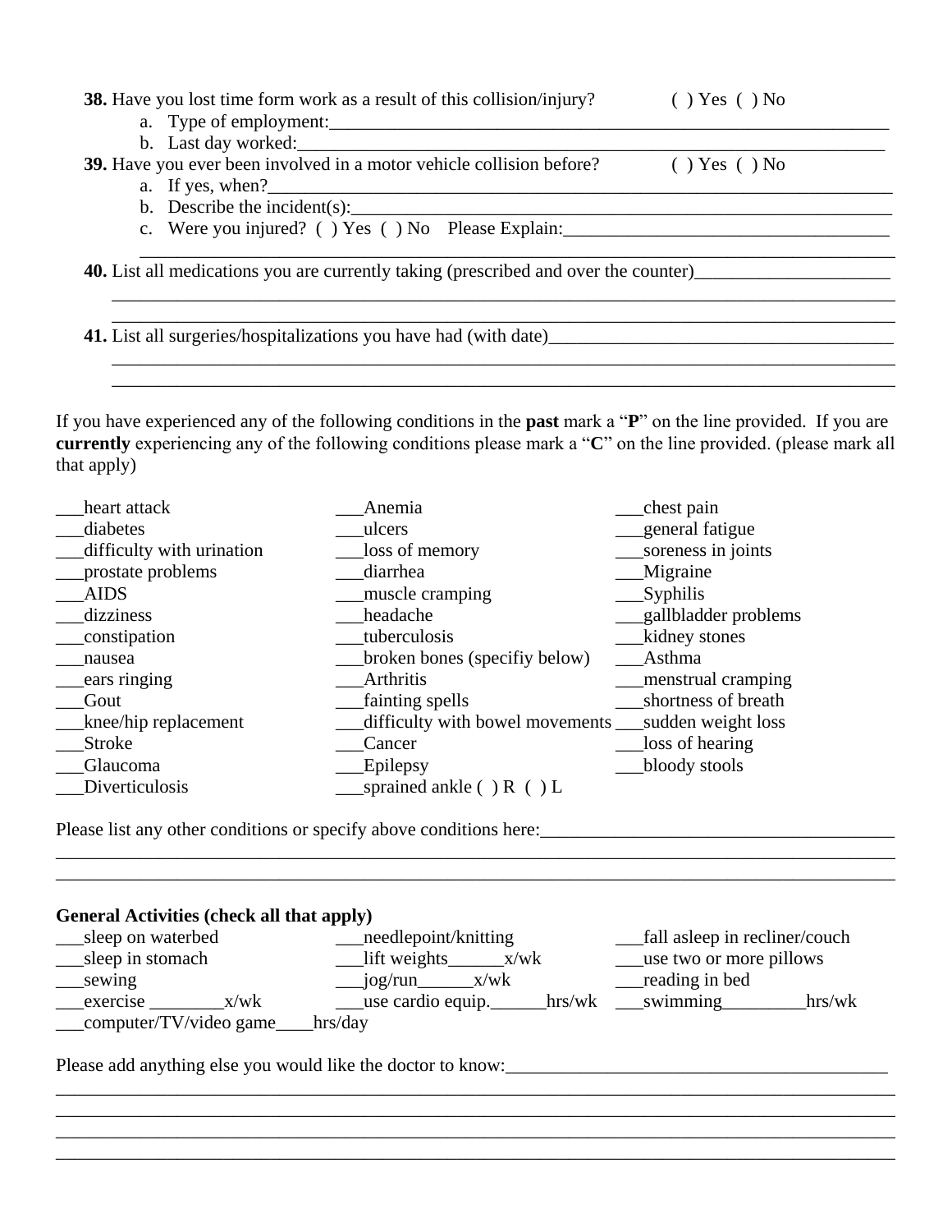**38.** Have you lost time form work as a result of this collision/injury? ( ) Yes ( ) No

a. Type of employment:_______________________________________________________________

b. Last day worked:__________________________________________________________________

**39.** Have you ever been involved in a motor vehicle collision before? ( ) Yes ( ) No

a. If yes, when?_____________________________________________________________________

b. Describe the incident(s):____________________________________________________________

c. Were you injured? ( ) Yes ( ) No Please Explain:___________________________________
_______________________________________________________________________________

**40.** List all medications you are currently taking (prescribed and over the counter)_____________________
_______________________________________________________________________________
_______________________________________________________________________________

**41.** List all surgeries/hospitalizations you have had (with date)_____________________________________
_______________________________________________________________________________
_______________________________________________________________________________

If you have experienced any of the following conditions in the **past** mark a "**P**" on the line provided. If you are **currently** experiencing any of the following conditions please mark a "**C**" on the line provided. (please mark all that apply)

| | | |
|---|---|---|
| ___heart attack | ___Anemia | ___chest pain |
| ___diabetes | ___ulcers | ___general fatigue |
| ___difficulty with urination | ___loss of memory | ___soreness in joints |
| ___prostate problems | ___diarrhea | ___Migraine |
| ___AIDS | ___muscle cramping | ___Syphilis |
| ___dizziness | ___headache | ___gallbladder problems |
| ___constipation | ___tuberculosis | ___kidney stones |
| ___nausea | ___broken bones (specifiy below) | ___Asthma |
| ___ears ringing | ___Arthritis | ___menstrual cramping |
| ___Gout | ___fainting spells | ___shortness of breath |
| ___knee/hip replacement | ___difficulty with bowel movements | ___sudden weight loss |
| ___Stroke | ___Cancer | ___loss of hearing |
| ___Glaucoma | ___Epilepsy | ___bloody stools |
| ___Diverticulosis | ___sprained ankle ( ) R ( ) L | |

Please list any other conditions or specify above conditions here:______________________________________
_______________________________________________________________________________
_______________________________________________________________________________

**General Activities (check all that apply)**

| | | |
|---|---|---|
| ___sleep on waterbed | ___needlepoint/knitting | ___fall asleep in recliner/couch |
| ___sleep in stomach | ___lift weights______x/wk | ___use two or more pillows |
| ___sewing | ___jog/run______x/wk | ___reading in bed |
| ___exercise ________x/wk | ___use cardio equip.______hrs/wk | ___swimming_________hrs/wk |
| ___computer/TV/video game____hrs/day | | |

Please add anything else you would like the doctor to know:__________________________________________
_______________________________________________________________________________
_______________________________________________________________________________
_______________________________________________________________________________
_______________________________________________________________________________